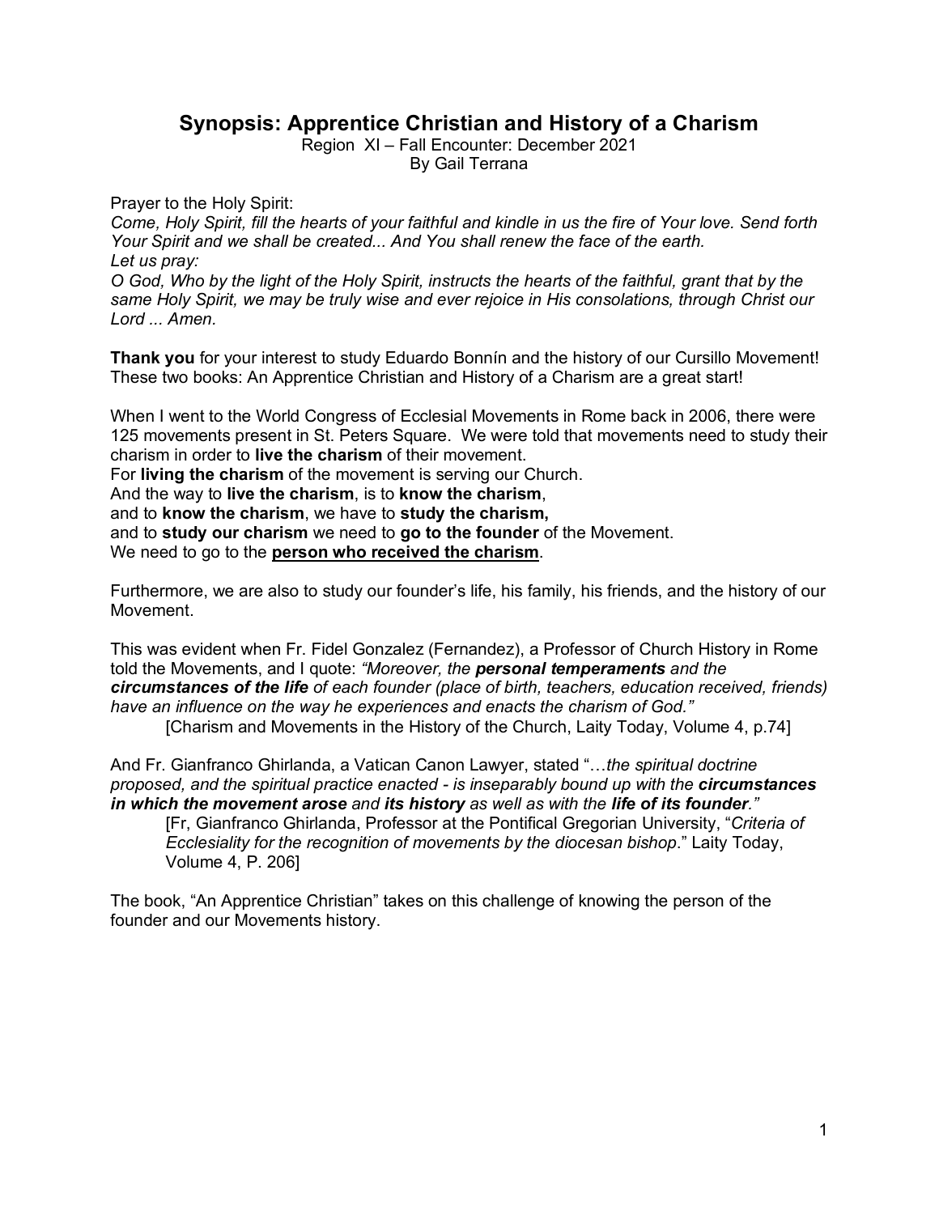# Synopsis: Apprentice Christian and History of a Charism

Region XI – Fall Encounter: December 2021
By Gail Terrana

Prayer to the Holy Spirit:
*Come, Holy Spirit, fill the hearts of your faithful and kindle in us the fire of Your love. Send forth Your Spirit and we shall be created... And You shall renew the face of the earth.*
*Let us pray:*
*O God, Who by the light of the Holy Spirit, instructs the hearts of the faithful, grant that by the same Holy Spirit, we may be truly wise and ever rejoice in His consolations, through Christ our Lord ... Amen.*

**Thank you** for your interest to study Eduardo Bonnín and the history of our Cursillo Movement! These two books: An Apprentice Christian and History of a Charism are a great start!

When I went to the World Congress of Ecclesial Movements in Rome back in 2006, there were 125 movements present in St. Peters Square. We were told that movements need to study their charism in order to **live the charism** of their movement.
For **living the charism** of the movement is serving our Church.
And the way to **live the charism**, is to **know the charism**,
and to **know the charism**, we have to **study the charism,**
and to **study our charism** we need to **go to the founder** of the Movement.
We need to go to the <u>**person who received the charism**</u>.

Furthermore, we are also to study our founder's life, his family, his friends, and the history of our Movement.

This was evident when Fr. Fidel Gonzalez (Fernandez), a Professor of Church History in Rome told the Movements, and I quote: *"Moreover, the **personal temperaments** and the **circumstances of the life** of each founder (place of birth, teachers, education received, friends) have an influence on the way he experiences and enacts the charism of God."*

[Charism and Movements in the History of the Church, Laity Today, Volume 4, p.74]

And Fr. Gianfranco Ghirlanda, a Vatican Canon Lawyer, stated "…*the spiritual doctrine proposed, and the spiritual practice enacted - is inseparably bound up with the **circumstances in which the movement arose** and **its history** as well as with the **life of its founder**."*

[Fr, Gianfranco Ghirlanda, Professor at the Pontifical Gregorian University, "*Criteria of Ecclesiality for the recognition of movements by the diocesan bishop*." Laity Today, Volume 4, P. 206]

The book, "An Apprentice Christian" takes on this challenge of knowing the person of the founder and our Movements history.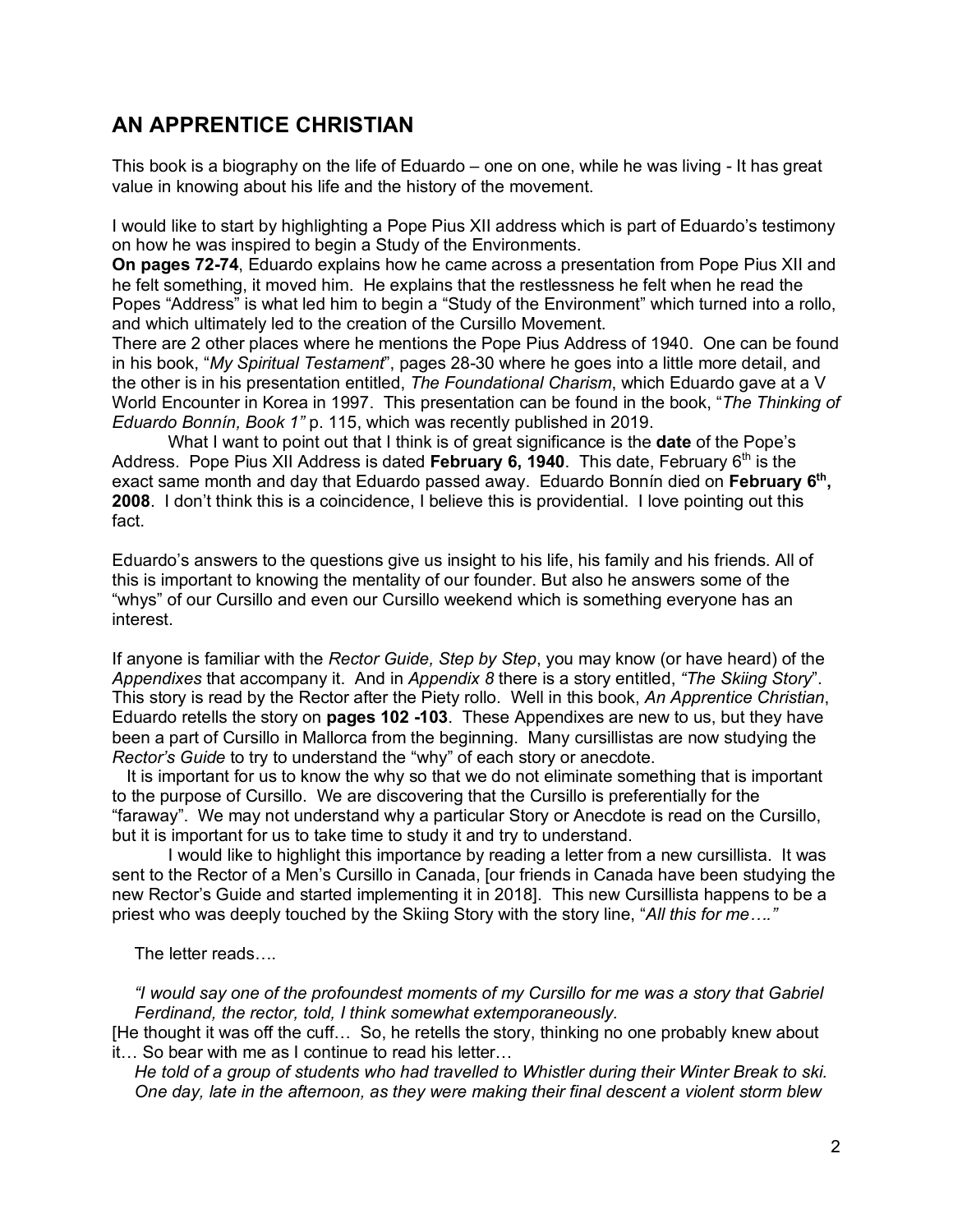## AN APPRENTICE CHRISTIAN

This book is a biography on the life of Eduardo – one on one, while he was living - It has great value in knowing about his life and the history of the movement.

I would like to start by highlighting a Pope Pius XII address which is part of Eduardo's testimony on how he was inspired to begin a Study of the Environments.

**On pages 72-74**, Eduardo explains how he came across a presentation from Pope Pius XII and he felt something, it moved him. He explains that the restlessness he felt when he read the Popes "Address" is what led him to begin a "Study of the Environment" which turned into a rollo, and which ultimately led to the creation of the Cursillo Movement.

There are 2 other places where he mentions the Pope Pius Address of 1940. One can be found in his book, "*My Spiritual Testament*", pages 28-30 where he goes into a little more detail, and the other is in his presentation entitled, *The Foundational Charism*, which Eduardo gave at a V World Encounter in Korea in 1997. This presentation can be found in the book, "*The Thinking of Eduardo Bonnín, Book 1"* p. 115, which was recently published in 2019.

What I want to point out that I think is of great significance is the **date** of the Pope's Address. Pope Pius XII Address is dated **February 6, 1940**. This date, February 6th is the exact same month and day that Eduardo passed away. Eduardo Bonnín died on **February 6th, 2008**. I don't think this is a coincidence, I believe this is providential. I love pointing out this fact.

Eduardo's answers to the questions give us insight to his life, his family and his friends. All of this is important to knowing the mentality of our founder. But also he answers some of the "whys" of our Cursillo and even our Cursillo weekend which is something everyone has an interest.

If anyone is familiar with the *Rector Guide, Step by Step*, you may know (or have heard) of the *Appendixes* that accompany it. And in *Appendix 8* there is a story entitled, *"The Skiing Story*". This story is read by the Rector after the Piety rollo. Well in this book, *An Apprentice Christian*, Eduardo retells the story on **pages 102 -103**. These Appendixes are new to us, but they have been a part of Cursillo in Mallorca from the beginning. Many cursillistas are now studying the *Rector's Guide* to try to understand the "why" of each story or anecdote.

It is important for us to know the why so that we do not eliminate something that is important to the purpose of Cursillo. We are discovering that the Cursillo is preferentially for the "faraway". We may not understand why a particular Story or Anecdote is read on the Cursillo, but it is important for us to take time to study it and try to understand.

I would like to highlight this importance by reading a letter from a new cursillista. It was sent to the Rector of a Men's Cursillo in Canada, [our friends in Canada have been studying the new Rector's Guide and started implementing it in 2018]. This new Cursillista happens to be a priest who was deeply touched by the Skiing Story with the story line, "*All this for me…."*

The letter reads….

*"I would say one of the profoundest moments of my Cursillo for me was a story that Gabriel Ferdinand, the rector, told, I think somewhat extemporaneously.*

[He thought it was off the cuff… So, he retells the story, thinking no one probably knew about it… So bear with me as I continue to read his letter…

*He told of a group of students who had travelled to Whistler during their Winter Break to ski. One day, late in the afternoon, as they were making their final descent a violent storm blew*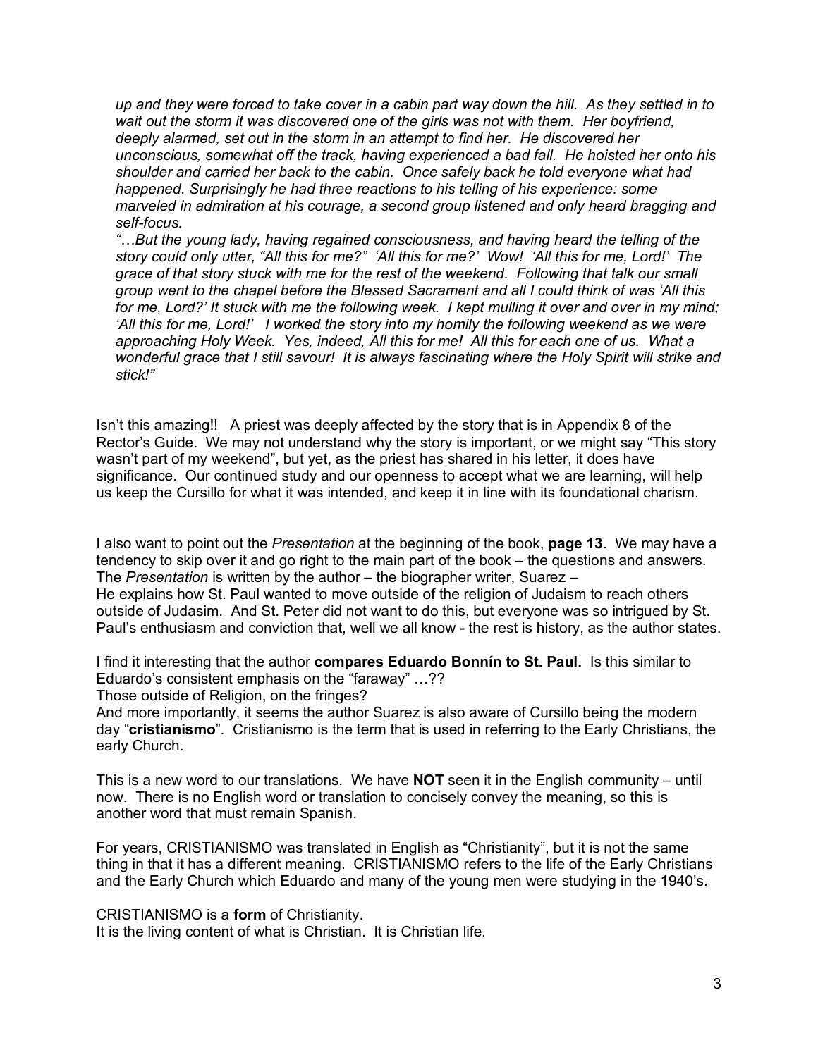*up and they were forced to take cover in a cabin part way down the hill. As they settled in to wait out the storm it was discovered one of the girls was not with them. Her boyfriend, deeply alarmed, set out in the storm in an attempt to find her. He discovered her unconscious, somewhat off the track, having experienced a bad fall. He hoisted her onto his shoulder and carried her back to the cabin. Once safely back he told everyone what had happened. Surprisingly he had three reactions to his telling of his experience: some marveled in admiration at his courage, a second group listened and only heard bragging and self-focus.*

*"…But the young lady, having regained consciousness, and having heard the telling of the story could only utter, "All this for me?" 'All this for me?' Wow! 'All this for me, Lord!' The grace of that story stuck with me for the rest of the weekend. Following that talk our small group went to the chapel before the Blessed Sacrament and all I could think of was 'All this for me, Lord?' It stuck with me the following week. I kept mulling it over and over in my mind; 'All this for me, Lord!' I worked the story into my homily the following weekend as we were approaching Holy Week. Yes, indeed, All this for me! All this for each one of us. What a wonderful grace that I still savour! It is always fascinating where the Holy Spirit will strike and stick!"*

Isn't this amazing!! A priest was deeply affected by the story that is in Appendix 8 of the Rector's Guide. We may not understand why the story is important, or we might say "This story wasn't part of my weekend", but yet, as the priest has shared in his letter, it does have significance. Our continued study and our openness to accept what we are learning, will help us keep the Cursillo for what it was intended, and keep it in line with its foundational charism.

I also want to point out the *Presentation* at the beginning of the book, **page 13**. We may have a tendency to skip over it and go right to the main part of the book – the questions and answers. The *Presentation* is written by the author – the biographer writer, Suarez –
He explains how St. Paul wanted to move outside of the religion of Judaism to reach others outside of Judasim. And St. Peter did not want to do this, but everyone was so intrigued by St. Paul's enthusiasm and conviction that, well we all know - the rest is history, as the author states.

I find it interesting that the author **compares Eduardo Bonnín to St. Paul.** Is this similar to Eduardo's consistent emphasis on the "faraway" …??
Those outside of Religion, on the fringes?
And more importantly, it seems the author Suarez is also aware of Cursillo being the modern day "**cristianismo**". Cristianismo is the term that is used in referring to the Early Christians, the early Church.

This is a new word to our translations. We have **NOT** seen it in the English community – until now. There is no English word or translation to concisely convey the meaning, so this is another word that must remain Spanish.

For years, CRISTIANISMO was translated in English as "Christianity", but it is not the same thing in that it has a different meaning. CRISTIANISMO refers to the life of the Early Christians and the Early Church which Eduardo and many of the young men were studying in the 1940's.

CRISTIANISMO is a **form** of Christianity.
It is the living content of what is Christian. It is Christian life.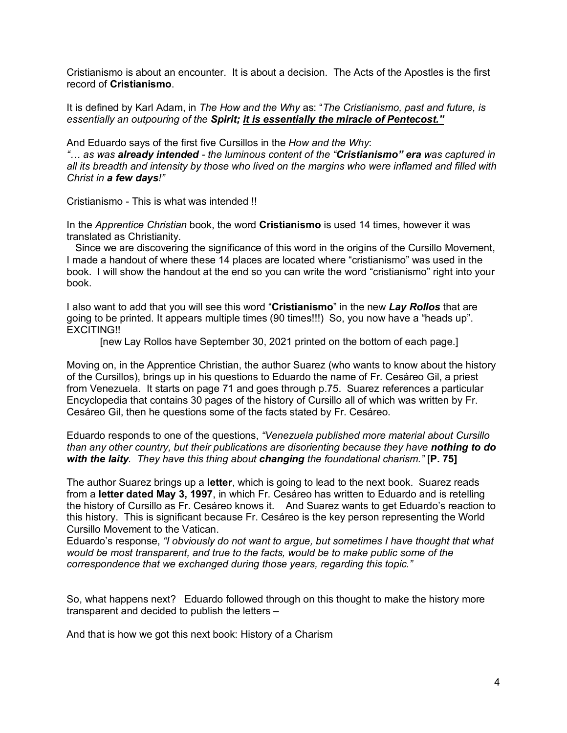Cristianismo is about an encounter. It is about a decision. The Acts of the Apostles is the first record of **Cristianismo**.

It is defined by Karl Adam, in *The How and the Why* as: "*The Cristianismo, past and future, is essentially an outpouring of the **Spirit**; **<u>it is essentially the miracle of Pentecost."</u>***

And Eduardo says of the first five Cursillos in the *How and the Why*:
*"… as was **already intended** - the luminous content of the "**Cristianismo" era** was captured in all its breadth and intensity by those who lived on the margins who were inflamed and filled with Christ in **a few days**!"*

Cristianismo - This is what was intended !!

In the *Apprentice Christian* book, the word **Cristianismo** is used 14 times, however it was translated as Christianity.
Since we are discovering the significance of this word in the origins of the Cursillo Movement, I made a handout of where these 14 places are located where "cristianismo" was used in the book. I will show the handout at the end so you can write the word "cristianismo" right into your book.

I also want to add that you will see this word "**Cristianismo**" in the new ***Lay Rollos*** that are going to be printed. It appears multiple times (90 times!!!) So, you now have a "heads up". EXCITING!!

[new Lay Rollos have September 30, 2021 printed on the bottom of each page.]

Moving on, in the Apprentice Christian, the author Suarez (who wants to know about the history of the Cursillos), brings up in his questions to Eduardo the name of Fr. Cesáreo Gil, a priest from Venezuela. It starts on page 71 and goes through p.75. Suarez references a particular Encyclopedia that contains 30 pages of the history of Cursillo all of which was written by Fr. Cesáreo Gil, then he questions some of the facts stated by Fr. Cesáreo.

Eduardo responds to one of the questions, *"Venezuela published more material about Cursillo than any other country, but their publications are disorienting because they have **nothing to do with the laity**. They have this thing about **changing** the foundational charism."* [**P. 75]**

The author Suarez brings up a **letter**, which is going to lead to the next book. Suarez reads from a **letter dated May 3, 1997**, in which Fr. Cesáreo has written to Eduardo and is retelling the history of Cursillo as Fr. Cesáreo knows it. And Suarez wants to get Eduardo's reaction to this history. This is significant because Fr. Cesáreo is the key person representing the World Cursillo Movement to the Vatican.
Eduardo's response, *"I obviously do not want to argue, but sometimes I have thought that what would be most transparent, and true to the facts, would be to make public some of the correspondence that we exchanged during those years, regarding this topic."*

So, what happens next? Eduardo followed through on this thought to make the history more transparent and decided to publish the letters –

And that is how we got this next book: History of a Charism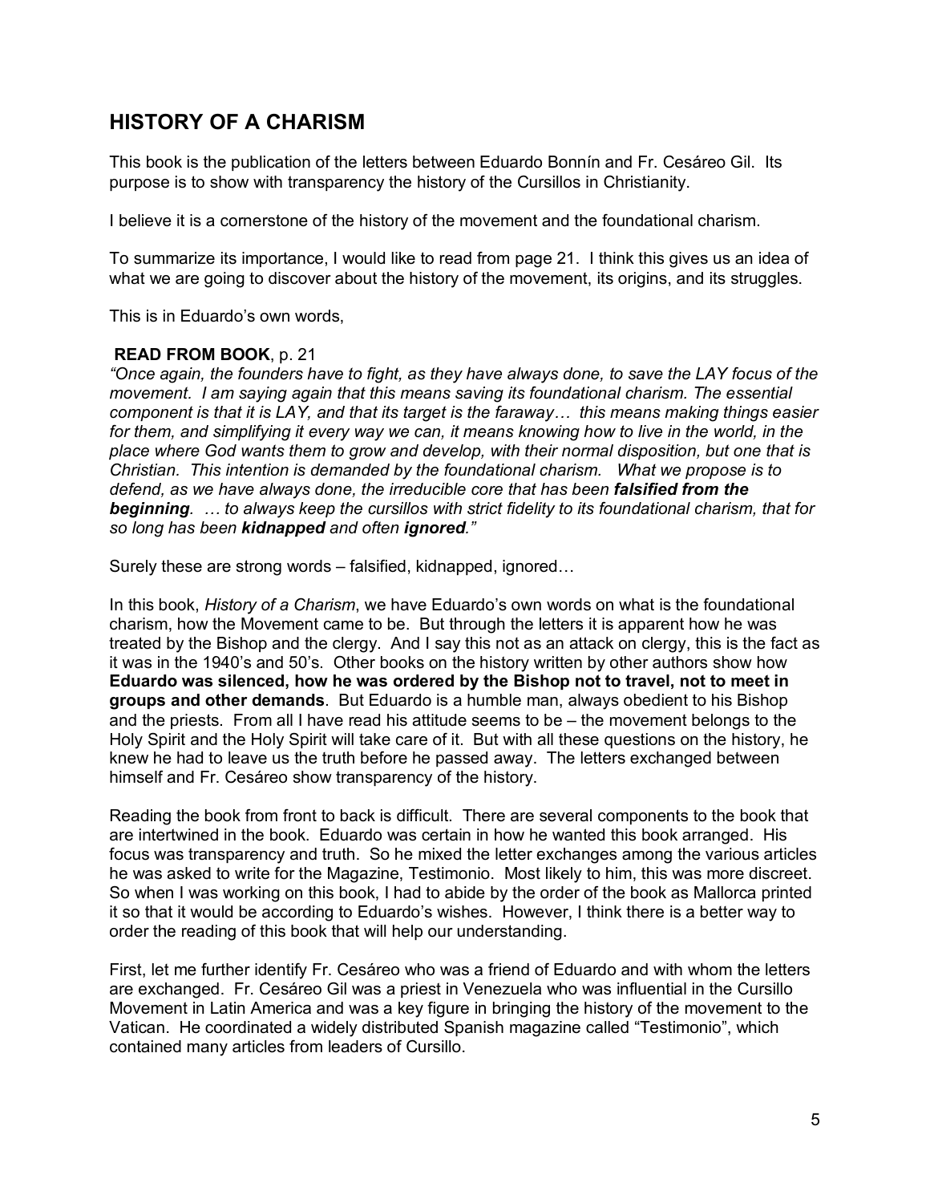## HISTORY OF A CHARISM

This book is the publication of the letters between Eduardo Bonnín and Fr. Cesáreo Gil. Its purpose is to show with transparency the history of the Cursillos in Christianity.

I believe it is a cornerstone of the history of the movement and the foundational charism.

To summarize its importance, I would like to read from page 21. I think this gives us an idea of what we are going to discover about the history of the movement, its origins, and its struggles.

This is in Eduardo's own words,

**READ FROM BOOK**, p. 21
*"Once again, the founders have to fight, as they have always done, to save the LAY focus of the movement. I am saying again that this means saving its foundational charism. The essential component is that it is LAY, and that its target is the faraway… this means making things easier for them, and simplifying it every way we can, it means knowing how to live in the world, in the place where God wants them to grow and develop, with their normal disposition, but one that is Christian. This intention is demanded by the foundational charism. What we propose is to defend, as we have always done, the irreducible core that has been **falsified from the beginning**. … to always keep the cursillos with strict fidelity to its foundational charism, that for so long has been **kidnapped** and often **ignored**."*

Surely these are strong words – falsified, kidnapped, ignored…

In this book, *History of a Charism*, we have Eduardo's own words on what is the foundational charism, how the Movement came to be. But through the letters it is apparent how he was treated by the Bishop and the clergy. And I say this not as an attack on clergy, this is the fact as it was in the 1940's and 50's. Other books on the history written by other authors show how **Eduardo was silenced, how he was ordered by the Bishop not to travel, not to meet in groups and other demands**. But Eduardo is a humble man, always obedient to his Bishop and the priests. From all I have read his attitude seems to be – the movement belongs to the Holy Spirit and the Holy Spirit will take care of it. But with all these questions on the history, he knew he had to leave us the truth before he passed away. The letters exchanged between himself and Fr. Cesáreo show transparency of the history.

Reading the book from front to back is difficult. There are several components to the book that are intertwined in the book. Eduardo was certain in how he wanted this book arranged. His focus was transparency and truth. So he mixed the letter exchanges among the various articles he was asked to write for the Magazine, Testimonio. Most likely to him, this was more discreet. So when I was working on this book, I had to abide by the order of the book as Mallorca printed it so that it would be according to Eduardo's wishes. However, I think there is a better way to order the reading of this book that will help our understanding.

First, let me further identify Fr. Cesáreo who was a friend of Eduardo and with whom the letters are exchanged. Fr. Cesáreo Gil was a priest in Venezuela who was influential in the Cursillo Movement in Latin America and was a key figure in bringing the history of the movement to the Vatican. He coordinated a widely distributed Spanish magazine called "Testimonio", which contained many articles from leaders of Cursillo.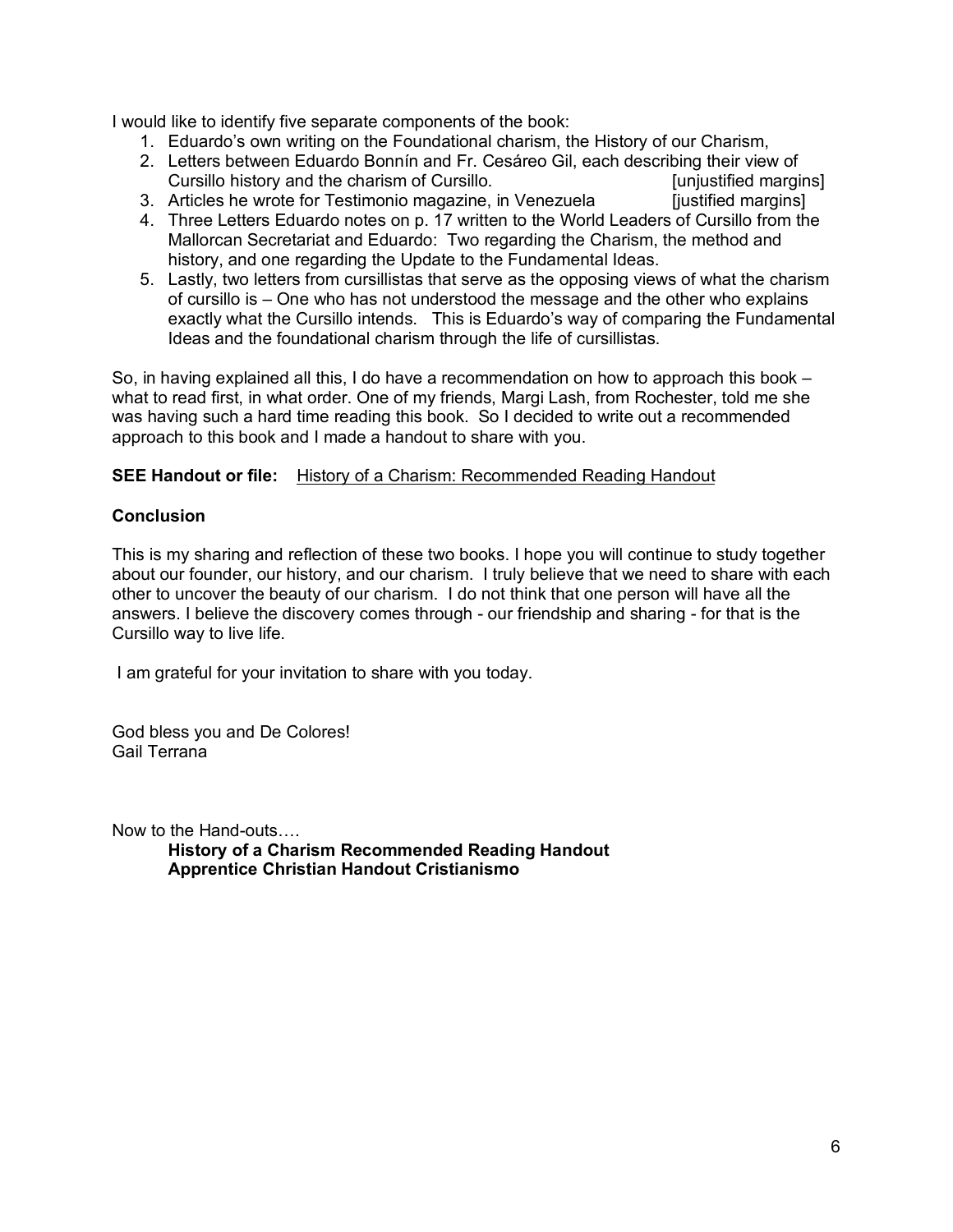I would like to identify five separate components of the book:

1. Eduardo's own writing on the Foundational charism, the History of our Charism,
2. Letters between Eduardo Bonnín and Fr. Cesáreo Gil, each describing their view of Cursillo history and the charism of Cursillo. [unjustified margins]
3. Articles he wrote for Testimonio magazine, in Venezuela [justified margins]
4. Three Letters Eduardo notes on p. 17 written to the World Leaders of Cursillo from the Mallorcan Secretariat and Eduardo: Two regarding the Charism, the method and history, and one regarding the Update to the Fundamental Ideas.
5. Lastly, two letters from cursillistas that serve as the opposing views of what the charism of cursillo is – One who has not understood the message and the other who explains exactly what the Cursillo intends. This is Eduardo's way of comparing the Fundamental Ideas and the foundational charism through the life of cursillistas.

So, in having explained all this, I do have a recommendation on how to approach this book – what to read first, in what order. One of my friends, Margi Lash, from Rochester, told me she was having such a hard time reading this book. So I decided to write out a recommended approach to this book and I made a handout to share with you.

**SEE Handout or file:** History of a Charism: Recommended Reading Handout

**Conclusion**

This is my sharing and reflection of these two books. I hope you will continue to study together about our founder, our history, and our charism. I truly believe that we need to share with each other to uncover the beauty of our charism. I do not think that one person will have all the answers. I believe the discovery comes through - our friendship and sharing - for that is the Cursillo way to live life.

I am grateful for your invitation to share with you today.

God bless you and De Colores!
Gail Terrana

Now to the Hand-outs….

**History of a Charism Recommended Reading Handout**
**Apprentice Christian Handout Cristianismo**